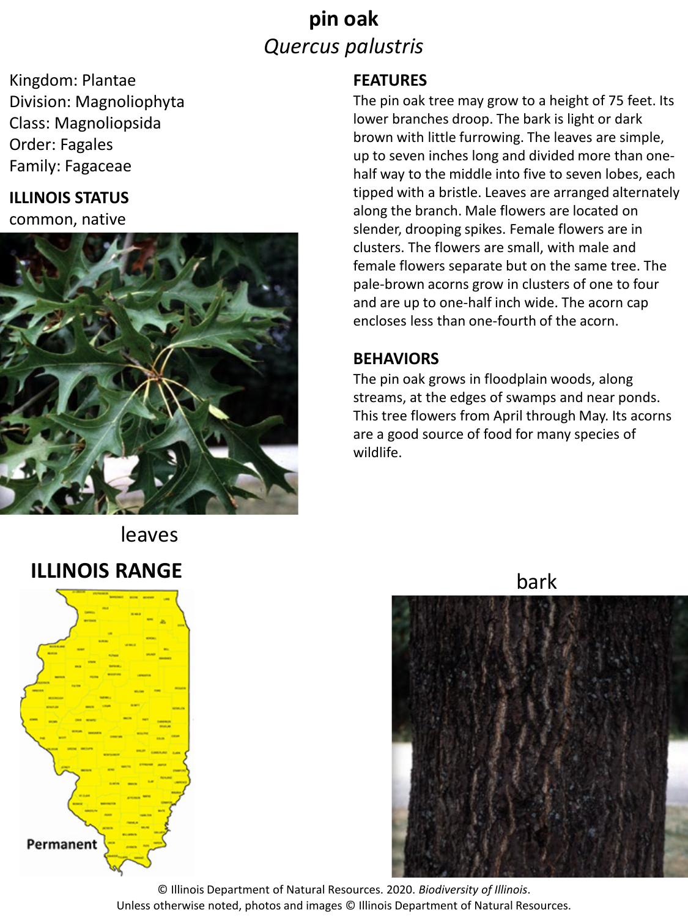# pin oak

*Quercus palustris*

Kingdom: Plantae
Division: Magnoliophyta
Class: Magnoliopsida
Order: Fagales
Family: Fagaceae

**ILLINOIS STATUS**

common, native

## FEATURES

The pin oak tree may grow to a height of 75 feet. Its lower branches droop. The bark is light or dark brown with little furrowing. The leaves are simple, up to seven inches long and divided more than one-half way to the middle into five to seven lobes, each tipped with a bristle. Leaves are arranged alternately along the branch. Male flowers are located on slender, drooping spikes. Female flowers are in clusters. The flowers are small, with male and female flowers separate but on the same tree. The pale-brown acorns grow in clusters of one to four and are up to one-half inch wide. The acorn cap encloses less than one-fourth of the acorn.

## BEHAVIORS

The pin oak grows in floodplain woods, along streams, at the edges of swamps and near ponds. This tree flowers from April through May. Its acorns are a good source of food for many species of wildlife.

leaves

**ILLINOIS RANGE**

Permanent

bark

© Illinois Department of Natural Resources. 2020. *Biodiversity of Illinois*.
Unless otherwise noted, photos and images © Illinois Department of Natural Resources.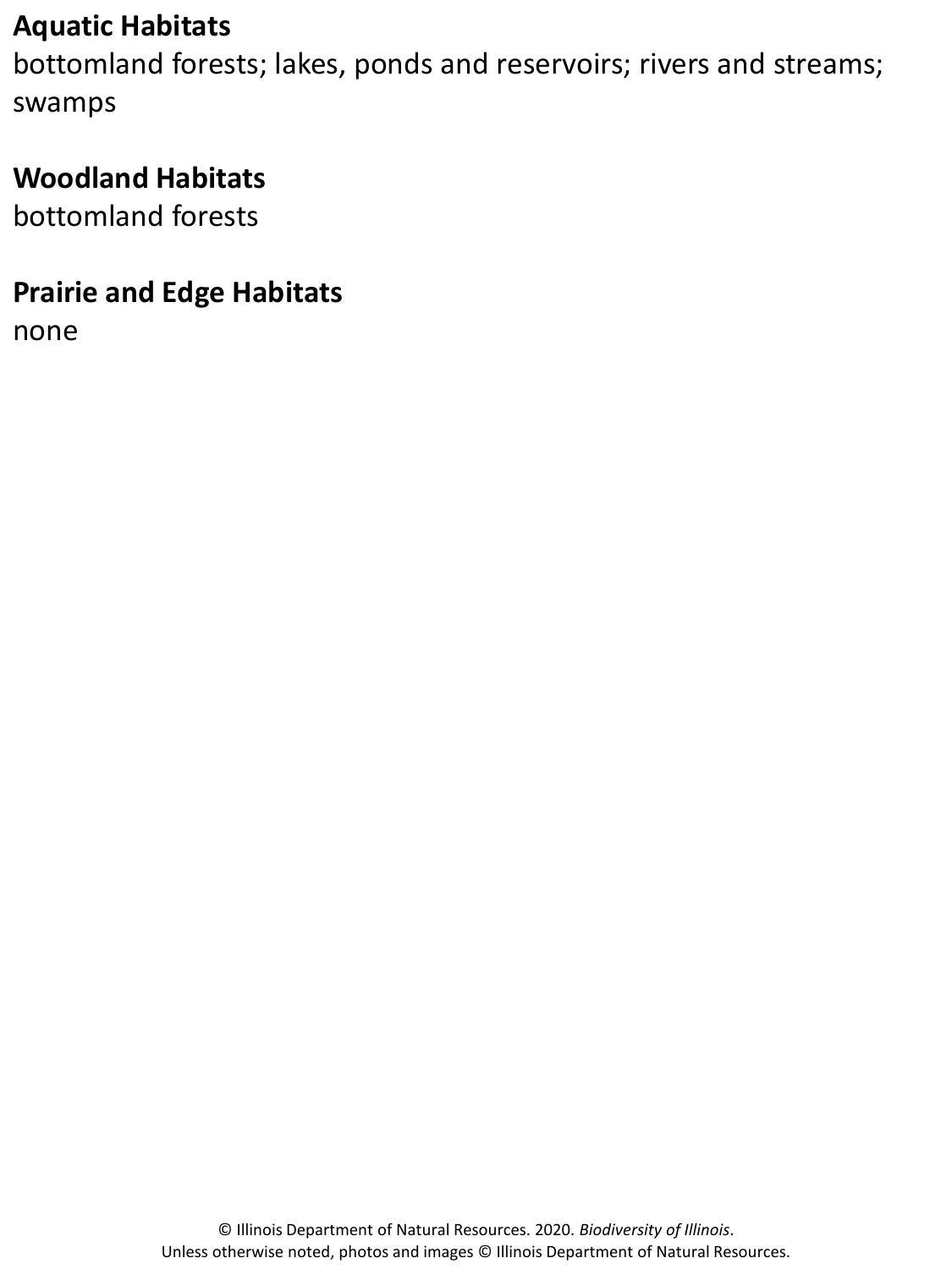**Aquatic Habitats**
bottomland forests; lakes, ponds and reservoirs; rivers and streams; swamps

**Woodland Habitats**
bottomland forests

**Prairie and Edge Habitats**
none

© Illinois Department of Natural Resources. 2020. *Biodiversity of Illinois*.
Unless otherwise noted, photos and images © Illinois Department of Natural Resources.